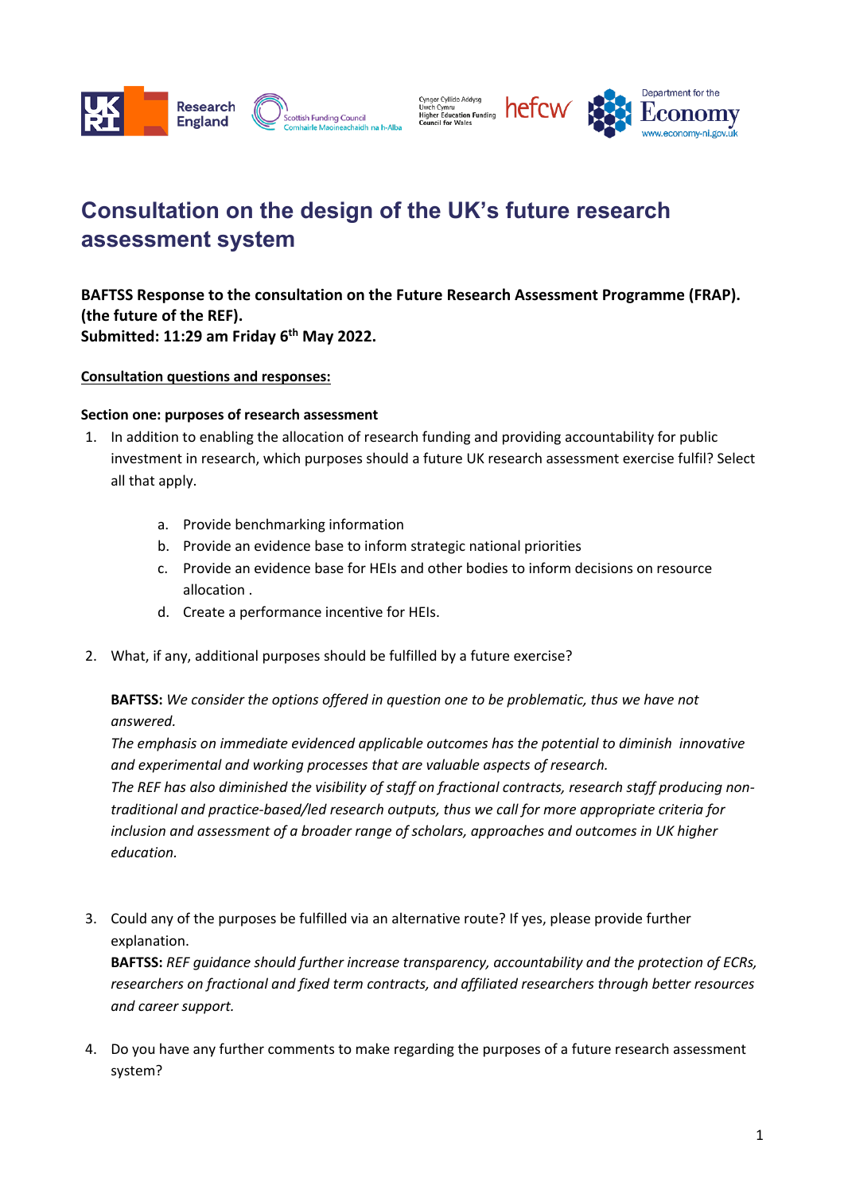# Consultation on the design of the UK's future research assessment system

**BAFTSS Response to the consultation on the Future Research Assessment Programme (FRAP). (the future of the REF).**
**Submitted: 11:29 am Friday 6th May 2022.**

**Consultation questions and responses:**

**Section one: purposes of research assessment**

1. In addition to enabling the allocation of research funding and providing accountability for public investment in research, which purposes should a future UK research assessment exercise fulfil? Select all that apply.

   a. Provide benchmarking information
   b. Provide an evidence base to inform strategic national priorities
   c. Provide an evidence base for HEIs and other bodies to inform decisions on resource allocation .
   d. Create a performance incentive for HEIs.

2. What, if any, additional purposes should be fulfilled by a future exercise?

   **BAFTSS:** *We consider the options offered in question one to be problematic, thus we have not answered.*
   *The emphasis on immediate evidenced applicable outcomes has the potential to diminish innovative and experimental and working processes that are valuable aspects of research.*
   *The REF has also diminished the visibility of staff on fractional contracts, research staff producing non-traditional and practice-based/led research outputs, thus we call for more appropriate criteria for inclusion and assessment of a broader range of scholars, approaches and outcomes in UK higher education.*

3. Could any of the purposes be fulfilled via an alternative route? If yes, please provide further explanation.
   **BAFTSS:** *REF guidance should further increase transparency, accountability and the protection of ECRs, researchers on fractional and fixed term contracts, and affiliated researchers through better resources and career support.*

4. Do you have any further comments to make regarding the purposes of a future research assessment system?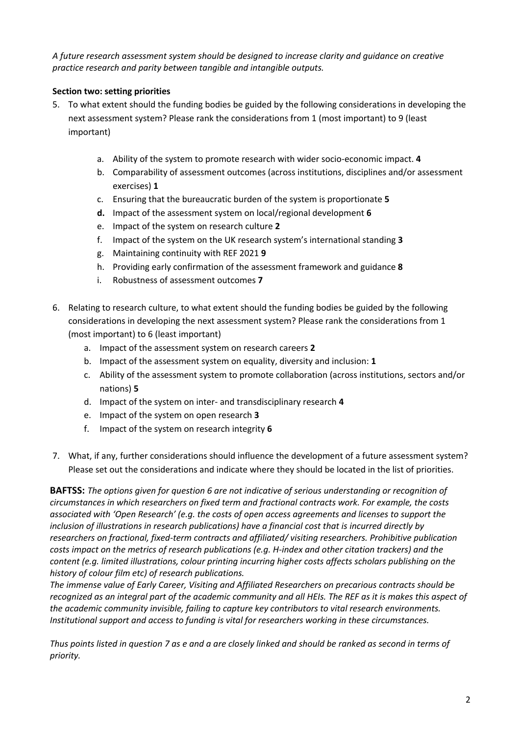*A future research assessment system should be designed to increase clarity and guidance on creative practice research and parity between tangible and intangible outputs.*

**Section two: setting priorities**

5. To what extent should the funding bodies be guided by the following considerations in developing the next assessment system? Please rank the considerations from 1 (most important) to 9 (least important)

    a. Ability of the system to promote research with wider socio-economic impact. **4**
    b. Comparability of assessment outcomes (across institutions, disciplines and/or assessment exercises) **1**
    c. Ensuring that the bureaucratic burden of the system is proportionate **5**
    **d.** Impact of the assessment system on local/regional development **6**
    e. Impact of the system on research culture **2**
    f. Impact of the system on the UK research system's international standing **3**
    g. Maintaining continuity with REF 2021 **9**
    h. Providing early confirmation of the assessment framework and guidance **8**
    i. Robustness of assessment outcomes **7**

6. Relating to research culture, to what extent should the funding bodies be guided by the following considerations in developing the next assessment system? Please rank the considerations from 1 (most important) to 6 (least important)

    a. Impact of the assessment system on research careers **2**
    b. Impact of the assessment system on equality, diversity and inclusion: **1**
    c. Ability of the assessment system to promote collaboration (across institutions, sectors and/or nations) **5**
    d. Impact of the system on inter- and transdisciplinary research **4**
    e. Impact of the system on open research **3**
    f. Impact of the system on research integrity **6**

7. What, if any, further considerations should influence the development of a future assessment system? Please set out the considerations and indicate where they should be located in the list of priorities.

**BAFTSS:** *The options given for question 6 are not indicative of serious understanding or recognition of circumstances in which researchers on fixed term and fractional contracts work. For example, the costs associated with 'Open Research' (e.g. the costs of open access agreements and licenses to support the inclusion of illustrations in research publications) have a financial cost that is incurred directly by researchers on fractional, fixed-term contracts and affiliated/ visiting researchers. Prohibitive publication costs impact on the metrics of research publications (e.g. H-index and other citation trackers) and the content (e.g. limited illustrations, colour printing incurring higher costs affects scholars publishing on the history of colour film etc) of research publications.*

*The immense value of Early Career, Visiting and Affiliated Researchers on precarious contracts should be recognized as an integral part of the academic community and all HEIs. The REF as it is makes this aspect of the academic community invisible, failing to capture key contributors to vital research environments. Institutional support and access to funding is vital for researchers working in these circumstances.*

*Thus points listed in question 7 as e and a are closely linked and should be ranked as second in terms of priority.*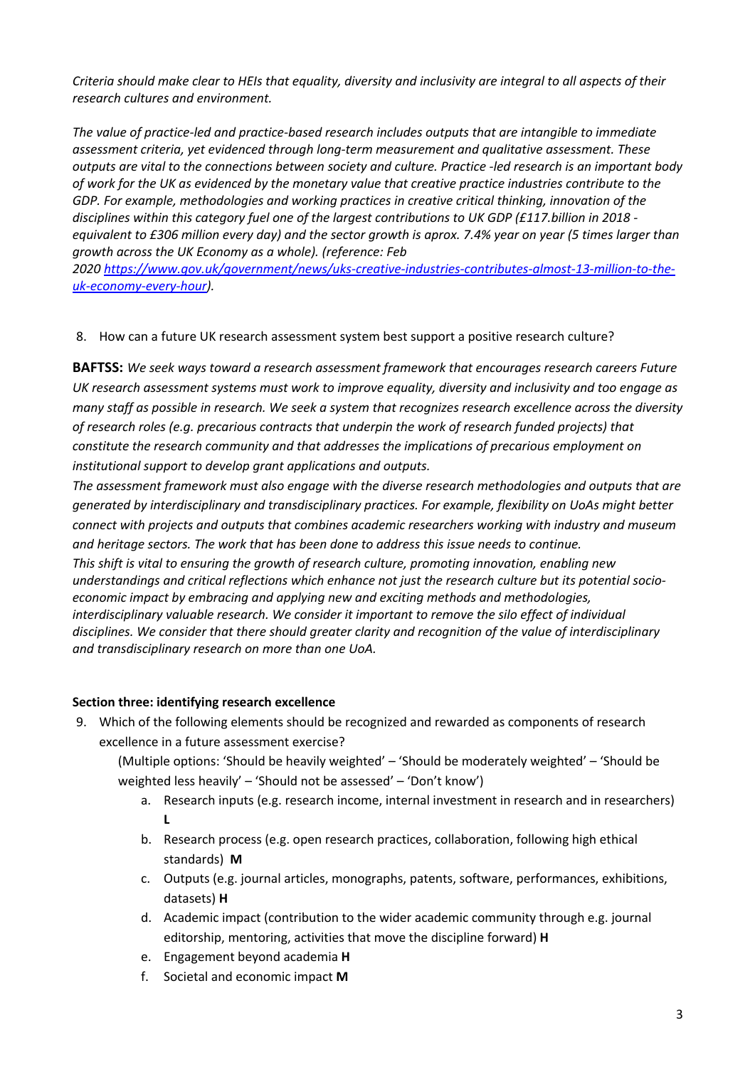*Criteria should make clear to HEIs that equality, diversity and inclusivity are integral to all aspects of their research cultures and environment.*

*The value of practice-led and practice-based research includes outputs that are intangible to immediate assessment criteria, yet evidenced through long-term measurement and qualitative assessment. These outputs are vital to the connections between society and culture. Practice -led research is an important body of work for the UK as evidenced by the monetary value that creative practice industries contribute to the GDP. For example, methodologies and working practices in creative critical thinking, innovation of the disciplines within this category fuel one of the largest contributions to UK GDP (£117.billion in 2018 - equivalent to £306 million every day) and the sector growth is aprox. 7.4% year on year (5 times larger than growth across the UK Economy as a whole). (reference: Feb 2020 [https://www.gov.uk/government/news/uks-creative-industries-contributes-almost-13-million-to-the-uk-economy-every-hour](https://www.gov.uk/government/news/uks-creative-industries-contributes-almost-13-million-to-the-uk-economy-every-hour)).*

8. How can a future UK research assessment system best support a positive research culture?

**BAFTSS:** *We seek ways toward a research assessment framework that encourages research careers Future UK research assessment systems must work to improve equality, diversity and inclusivity and too engage as many staff as possible in research. We seek a system that recognizes research excellence across the diversity of research roles (e.g. precarious contracts that underpin the work of research funded projects) that constitute the research community and that addresses the implications of precarious employment on institutional support to develop grant applications and outputs.*

*The assessment framework must also engage with the diverse research methodologies and outputs that are generated by interdisciplinary and transdisciplinary practices. For example, flexibility on UoAs might better connect with projects and outputs that combines academic researchers working with industry and museum and heritage sectors. The work that has been done to address this issue needs to continue.*

*This shift is vital to ensuring the growth of research culture, promoting innovation, enabling new understandings and critical reflections which enhance not just the research culture but its potential socio-economic impact by embracing and applying new and exciting methods and methodologies, interdisciplinary valuable research. We consider it important to remove the silo effect of individual disciplines. We consider that there should greater clarity and recognition of the value of interdisciplinary and transdisciplinary research on more than one UoA.*

**Section three: identifying research excellence**

9. Which of the following elements should be recognized and rewarded as components of research excellence in a future assessment exercise?

   (Multiple options: 'Should be heavily weighted' – 'Should be moderately weighted' – 'Should be weighted less heavily' – 'Should not be assessed' – 'Don't know')

   a. Research inputs (e.g. research income, internal investment in research and in researchers) **L**
   b. Research process (e.g. open research practices, collaboration, following high ethical standards) **M**
   c. Outputs (e.g. journal articles, monographs, patents, software, performances, exhibitions, datasets) **H**
   d. Academic impact (contribution to the wider academic community through e.g. journal editorship, mentoring, activities that move the discipline forward) **H**
   e. Engagement beyond academia **H**
   f. Societal and economic impact **M**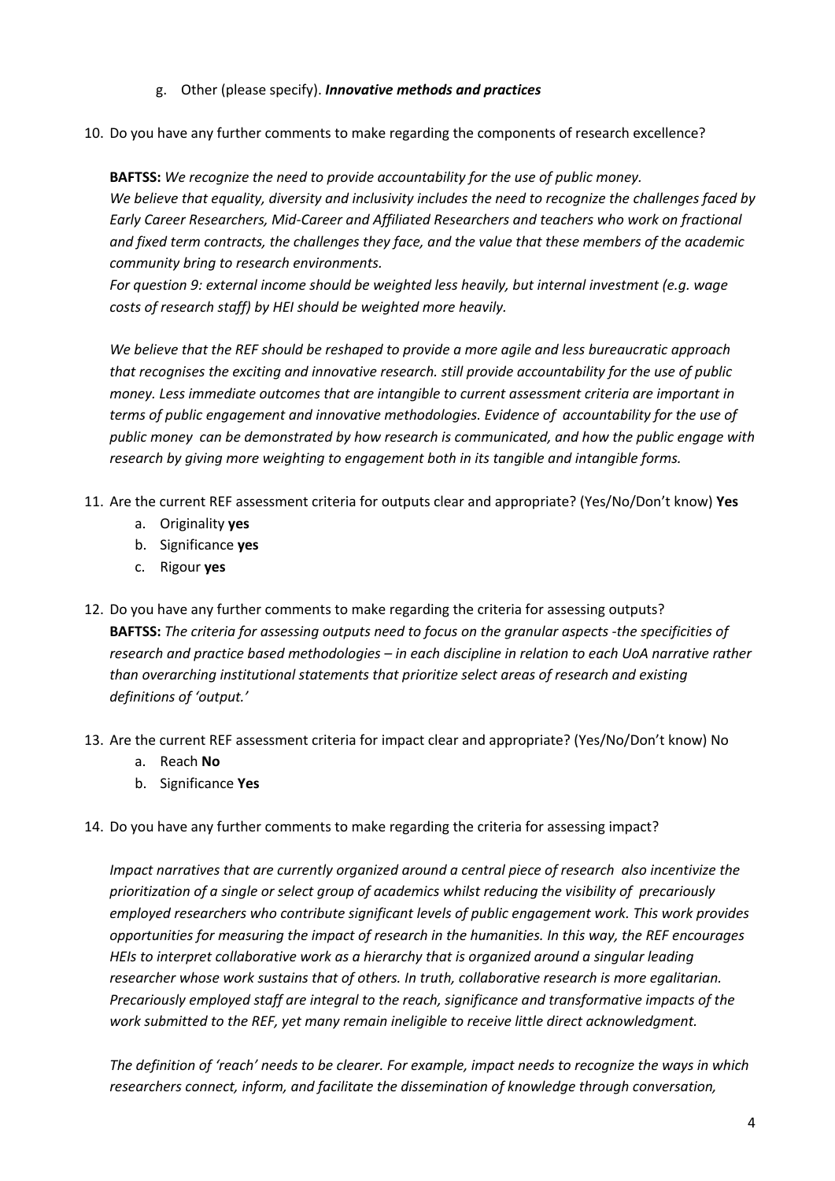g. Other (please specify). ***Innovative methods and practices***

10. Do you have any further comments to make regarding the components of research excellence?

**BAFTSS:** *We recognize the need to provide accountability for the use of public money.*
*We believe that equality, diversity and inclusivity includes the need to recognize the challenges faced by Early Career Researchers, Mid-Career and Affiliated Researchers and teachers who work on fractional and fixed term contracts, the challenges they face, and the value that these members of the academic community bring to research environments.*
*For question 9: external income should be weighted less heavily, but internal investment (e.g. wage costs of research staff) by HEI should be weighted more heavily.*

*We believe that the REF should be reshaped to provide a more agile and less bureaucratic approach that recognises the exciting and innovative research. still provide accountability for the use of public money. Less immediate outcomes that are intangible to current assessment criteria are important in terms of public engagement and innovative methodologies. Evidence of accountability for the use of public money can be demonstrated by how research is communicated, and how the public engage with research by giving more weighting to engagement both in its tangible and intangible forms.*

11. Are the current REF assessment criteria for outputs clear and appropriate? (Yes/No/Don't know) **Yes**
    a. Originality **yes**
    b. Significance **yes**
    c. Rigour **yes**

12. Do you have any further comments to make regarding the criteria for assessing outputs?
**BAFTSS:** *The criteria for assessing outputs need to focus on the granular aspects -the specificities of research and practice based methodologies – in each discipline in relation to each UoA narrative rather than overarching institutional statements that prioritize select areas of research and existing definitions of 'output.'*

13. Are the current REF assessment criteria for impact clear and appropriate? (Yes/No/Don't know) No
    a. Reach **No**
    b. Significance **Yes**

14. Do you have any further comments to make regarding the criteria for assessing impact?

*Impact narratives that are currently organized around a central piece of research also incentivize the prioritization of a single or select group of academics whilst reducing the visibility of precariously employed researchers who contribute significant levels of public engagement work. This work provides opportunities for measuring the impact of research in the humanities. In this way, the REF encourages HEIs to interpret collaborative work as a hierarchy that is organized around a singular leading researcher whose work sustains that of others. In truth, collaborative research is more egalitarian. Precariously employed staff are integral to the reach, significance and transformative impacts of the work submitted to the REF, yet many remain ineligible to receive little direct acknowledgment.*

*The definition of 'reach' needs to be clearer. For example, impact needs to recognize the ways in which researchers connect, inform, and facilitate the dissemination of knowledge through conversation,*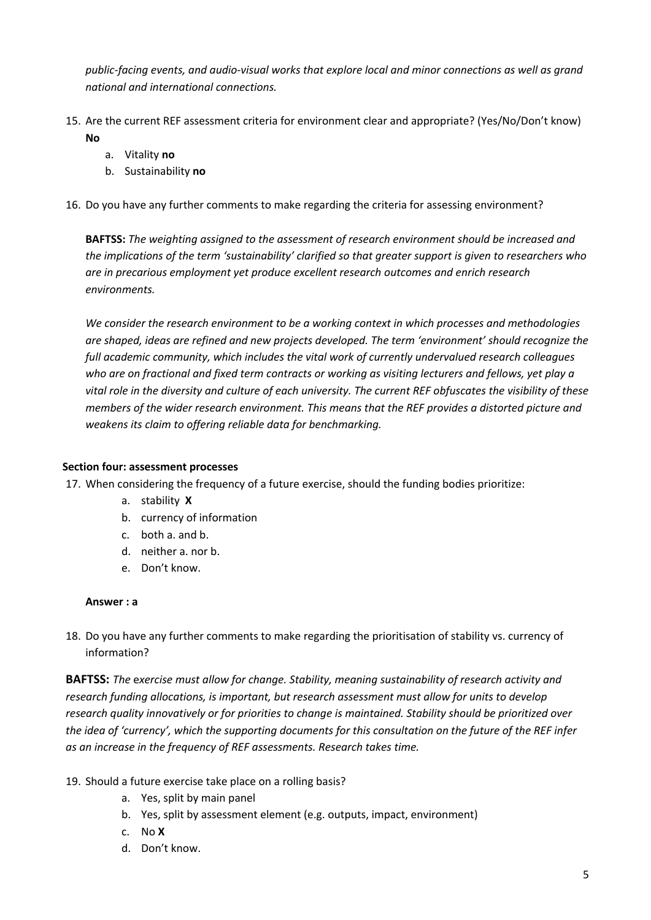*public-facing events, and audio-visual works that explore local and minor connections as well as grand national and international connections.*

15. Are the current REF assessment criteria for environment clear and appropriate? (Yes/No/Don't know)
**No**
    a. Vitality **no**
    b. Sustainability **no**

16. Do you have any further comments to make regarding the criteria for assessing environment?

    **BAFTSS:** *The weighting assigned to the assessment of research environment should be increased and the implications of the term 'sustainability' clarified so that greater support is given to researchers who are in precarious employment yet produce excellent research outcomes and enrich research environments.*

    *We consider the research environment to be a working context in which processes and methodologies are shaped, ideas are refined and new projects developed. The term 'environment' should recognize the full academic community, which includes the vital work of currently undervalued research colleagues who are on fractional and fixed term contracts or working as visiting lecturers and fellows, yet play a vital role in the diversity and culture of each university. The current REF obfuscates the visibility of these members of the wider research environment. This means that the REF provides a distorted picture and weakens its claim to offering reliable data for benchmarking.*

**Section four: assessment processes**

17. When considering the frequency of a future exercise, should the funding bodies prioritize:
    a. stability **X**
    b. currency of information
    c. both a. and b.
    d. neither a. nor b.
    e. Don't know.

    **Answer : a**

18. Do you have any further comments to make regarding the prioritisation of stability vs. currency of information?

**BAFTSS:** *The exercise must allow for change. Stability, meaning sustainability of research activity and research funding allocations, is important, but research assessment must allow for units to develop research quality innovatively or for priorities to change is maintained. Stability should be prioritized over the idea of 'currency', which the supporting documents for this consultation on the future of the REF infer as an increase in the frequency of REF assessments. Research takes time.*

19. Should a future exercise take place on a rolling basis?
    a. Yes, split by main panel
    b. Yes, split by assessment element (e.g. outputs, impact, environment)
    c. No **X**
    d. Don't know.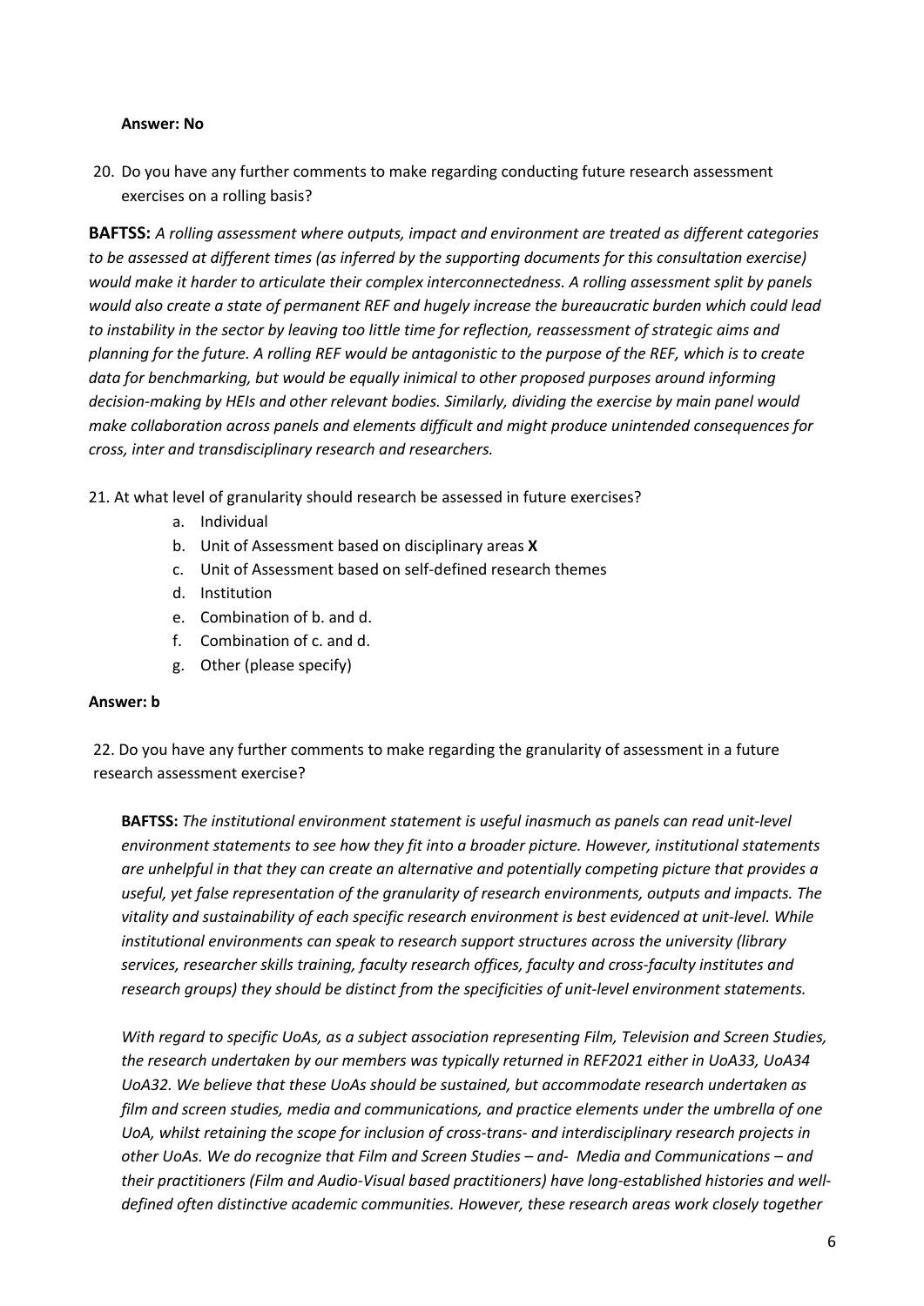**Answer: No**

20. Do you have any further comments to make regarding conducting future research assessment exercises on a rolling basis?

**BAFTSS:** *A rolling assessment where outputs, impact and environment are treated as different categories to be assessed at different times (as inferred by the supporting documents for this consultation exercise) would make it harder to articulate their complex interconnectedness. A rolling assessment split by panels would also create a state of permanent REF and hugely increase the bureaucratic burden which could lead to instability in the sector by leaving too little time for reflection, reassessment of strategic aims and planning for the future. A rolling REF would be antagonistic to the purpose of the REF, which is to create data for benchmarking, but would be equally inimical to other proposed purposes around informing decision-making by HEIs and other relevant bodies. Similarly, dividing the exercise by main panel would make collaboration across panels and elements difficult and might produce unintended consequences for cross, inter and transdisciplinary research and researchers.*

21. At what level of granularity should research be assessed in future exercises?

   a. Individual
   b. Unit of Assessment based on disciplinary areas **X**
   c. Unit of Assessment based on self-defined research themes
   d. Institution
   e. Combination of b. and d.
   f. Combination of c. and d.
   g. Other (please specify)

**Answer: b**

22. Do you have any further comments to make regarding the granularity of assessment in a future research assessment exercise?

**BAFTSS:** *The institutional environment statement is useful inasmuch as panels can read unit-level environment statements to see how they fit into a broader picture. However, institutional statements are unhelpful in that they can create an alternative and potentially competing picture that provides a useful, yet false representation of the granularity of research environments, outputs and impacts. The vitality and sustainability of each specific research environment is best evidenced at unit-level. While institutional environments can speak to research support structures across the university (library services, researcher skills training, faculty research offices, faculty and cross-faculty institutes and research groups) they should be distinct from the specificities of unit-level environment statements.*

*With regard to specific UoAs, as a subject association representing Film, Television and Screen Studies, the research undertaken by our members was typically returned in REF2021 either in UoA33, UoA34 UoA32. We believe that these UoAs should be sustained, but accommodate research undertaken as film and screen studies, media and communications, and practice elements under the umbrella of one UoA, whilst retaining the scope for inclusion of cross-trans- and interdisciplinary research projects in other UoAs. We do recognize that Film and Screen Studies – and- Media and Communications – and their practitioners (Film and Audio-Visual based practitioners) have long-established histories and well-defined often distinctive academic communities. However, these research areas work closely together*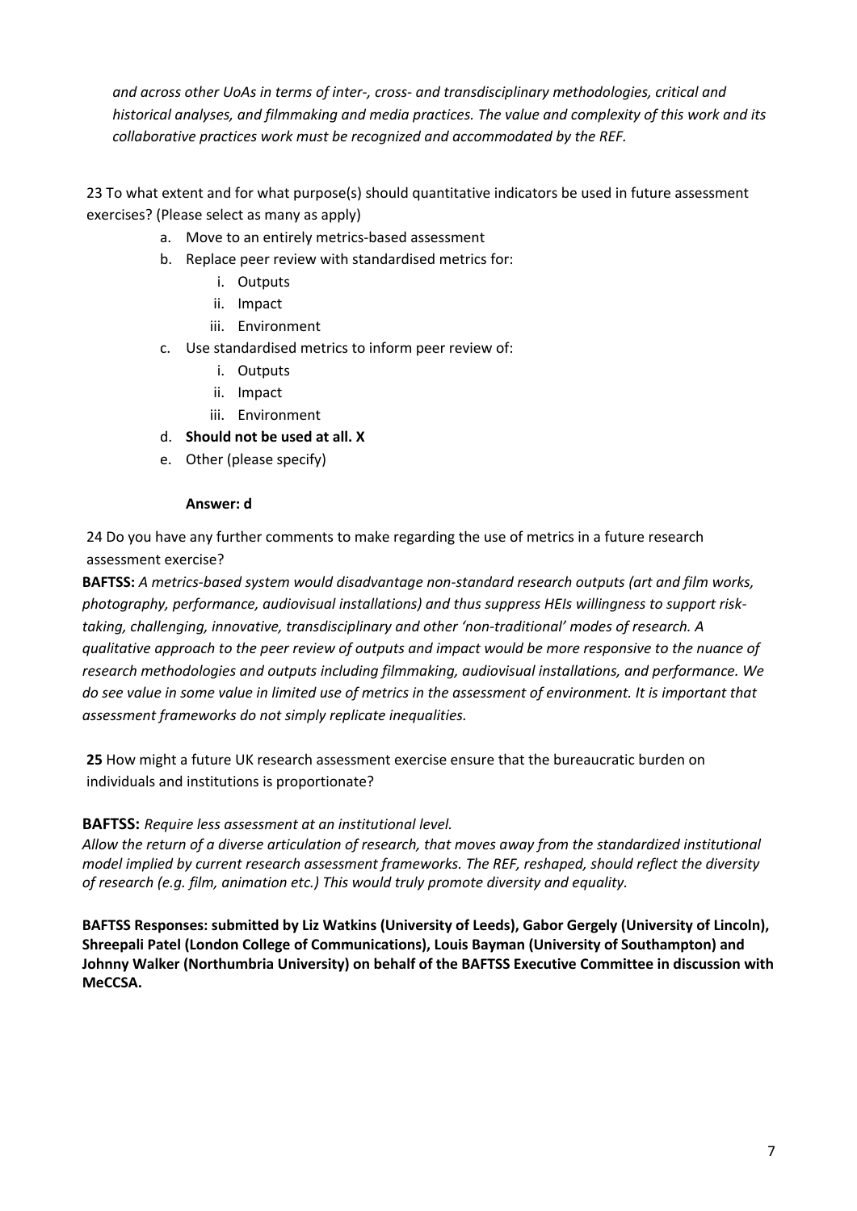*and across other UoAs in terms of inter-, cross- and transdisciplinary methodologies, critical and historical analyses, and filmmaking and media practices. The value and complexity of this work and its collaborative practices work must be recognized and accommodated by the REF.*

23 To what extent and for what purpose(s) should quantitative indicators be used in future assessment exercises? (Please select as many as apply)

- a. Move to an entirely metrics-based assessment
- b. Replace peer review with standardised metrics for:
  - i. Outputs
  - ii. Impact
  - iii. Environment
- c. Use standardised metrics to inform peer review of:
  - i. Outputs
  - ii. Impact
  - iii. Environment
- d. **Should not be used at all. X**
- e. Other (please specify)

**Answer: d**

24 Do you have any further comments to make regarding the use of metrics in a future research assessment exercise?

**BAFTSS:** *A metrics-based system would disadvantage non-standard research outputs (art and film works, photography, performance, audiovisual installations) and thus suppress HEIs willingness to support risk-taking, challenging, innovative, transdisciplinary and other 'non-traditional' modes of research. A qualitative approach to the peer review of outputs and impact would be more responsive to the nuance of research methodologies and outputs including filmmaking, audiovisual installations, and performance. We do see value in some value in limited use of metrics in the assessment of environment. It is important that assessment frameworks do not simply replicate inequalities.*

**25** How might a future UK research assessment exercise ensure that the bureaucratic burden on individuals and institutions is proportionate?

**BAFTSS:** *Require less assessment at an institutional level.*
*Allow the return of a diverse articulation of research, that moves away from the standardized institutional model implied by current research assessment frameworks. The REF, reshaped, should reflect the diversity of research (e.g. film, animation etc.) This would truly promote diversity and equality.*

**BAFTSS Responses: submitted by Liz Watkins (University of Leeds), Gabor Gergely (University of Lincoln), Shreepali Patel (London College of Communications), Louis Bayman (University of Southampton) and Johnny Walker (Northumbria University) on behalf of the BAFTSS Executive Committee in discussion with MeCCSA.**